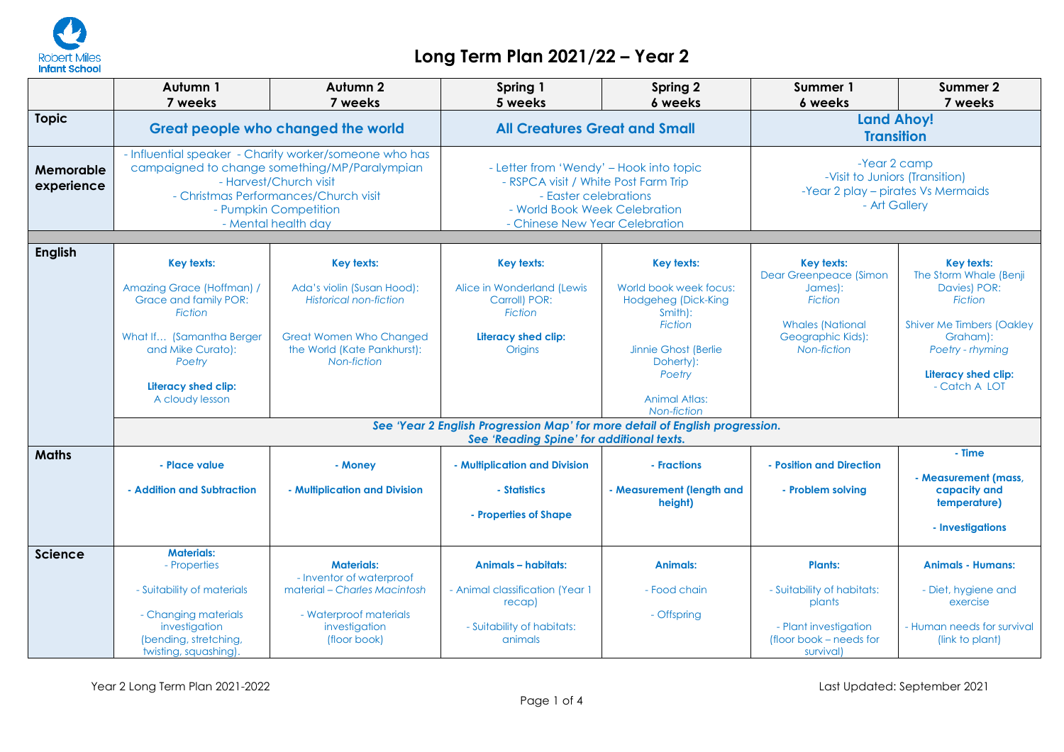Robert Miles Infant School

# Long Term Plan 2021/22 – Year 2

| | Autumn 1 7 weeks | Autumn 2 7 weeks | Spring 1 5 weeks | Spring 2 6 weeks | Summer 1 6 weeks | Summer 2 7 weeks |
|---|---|---|---|---|---|---|
| **Topic** | **Great people who changed the world** | | **All Creatures Great and Small** | | **Land Ahoy! Transition** | |
| **Memorable experience** | - Influential speaker - Charity worker/someone who has campaigned to change something/MP/Paralympian<br>- Harvest/Church visit<br>- Christmas Performances/Church visit<br>- Pumpkin Competition<br>- Mental health day | | - Letter from 'Wendy' – Hook into topic<br>- RSPCA visit / White Post Farm Trip<br>- Easter celebrations<br>- World Book Week Celebration<br>- Chinese New Year Celebration | | -Year 2 camp<br>-Visit to Juniors (Transition)<br>-Year 2 play – pirates Vs Mermaids<br>- Art Gallery | |
| **English** | **Key texts:**<br>Amazing Grace (Hoffman) / Grace and family POR: *Fiction*<br>What If… (Samantha Berger and Mike Curato): *Poetry*<br>**Literacy shed clip:** A cloudy lesson | **Key texts:**<br>Ada's violin (Susan Hood): *Historical non-fiction*<br>Great Women Who Changed the World (Kate Pankhurst): *Non-fiction* | **Key texts:**<br>Alice in Wonderland (Lewis Carroll) POR: *Fiction*<br>**Literacy shed clip:** Origins | **Key texts:**<br>World book week focus: Hodgeheg (Dick-King Smith): *Fiction*<br>Jinnie Ghost (Berlie Doherty): *Poetry*<br>Animal Atlas: *Non-fiction* | **Key texts:**<br>Dear Greenpeace (Simon James): *Fiction*<br>Whales (National Geographic Kids): *Non-fiction* | **Key texts:**<br>The Storm Whale (Benji Davies) POR: *Fiction*<br>Shiver Me Timbers (Oakley Graham): *Poetry - rhyming*<br>**Literacy shed clip:** - Catch A LOT |
| | ***See 'Year 2 English Progression Map' for more detail of English progression. See 'Reading Spine' for additional texts.*** | | | | | |
| **Maths** | **- Place value**<br>**- Addition and Subtraction** | **- Money**<br>**- Multiplication and Division** | **- Multiplication and Division**<br>**- Statistics**<br>**- Properties of Shape** | **- Fractions**<br>**- Measurement (length and height)** | **- Position and Direction**<br>**- Problem solving** | **- Time**<br>**- Measurement (mass, capacity and temperature)**<br>**- Investigations** |
| **Science** | **Materials:**<br>- Properties<br>- Suitability of materials<br>- Changing materials investigation (bending, stretching, twisting, squashing). | **Materials:**<br>- Inventor of waterproof material – *Charles Macintosh*<br>- Waterproof materials investigation (floor book) | **Animals – habitats:**<br>- Animal classification (Year 1 recap)<br>- Suitability of habitats: animals | **Animals:**<br>- Food chain<br>- Offspring | **Plants:**<br>- Suitability of habitats: plants<br>- Plant investigation (floor book – needs for survival) | **Animals - Humans:**<br>- Diet, hygiene and exercise<br>- Human needs for survival (link to plant) |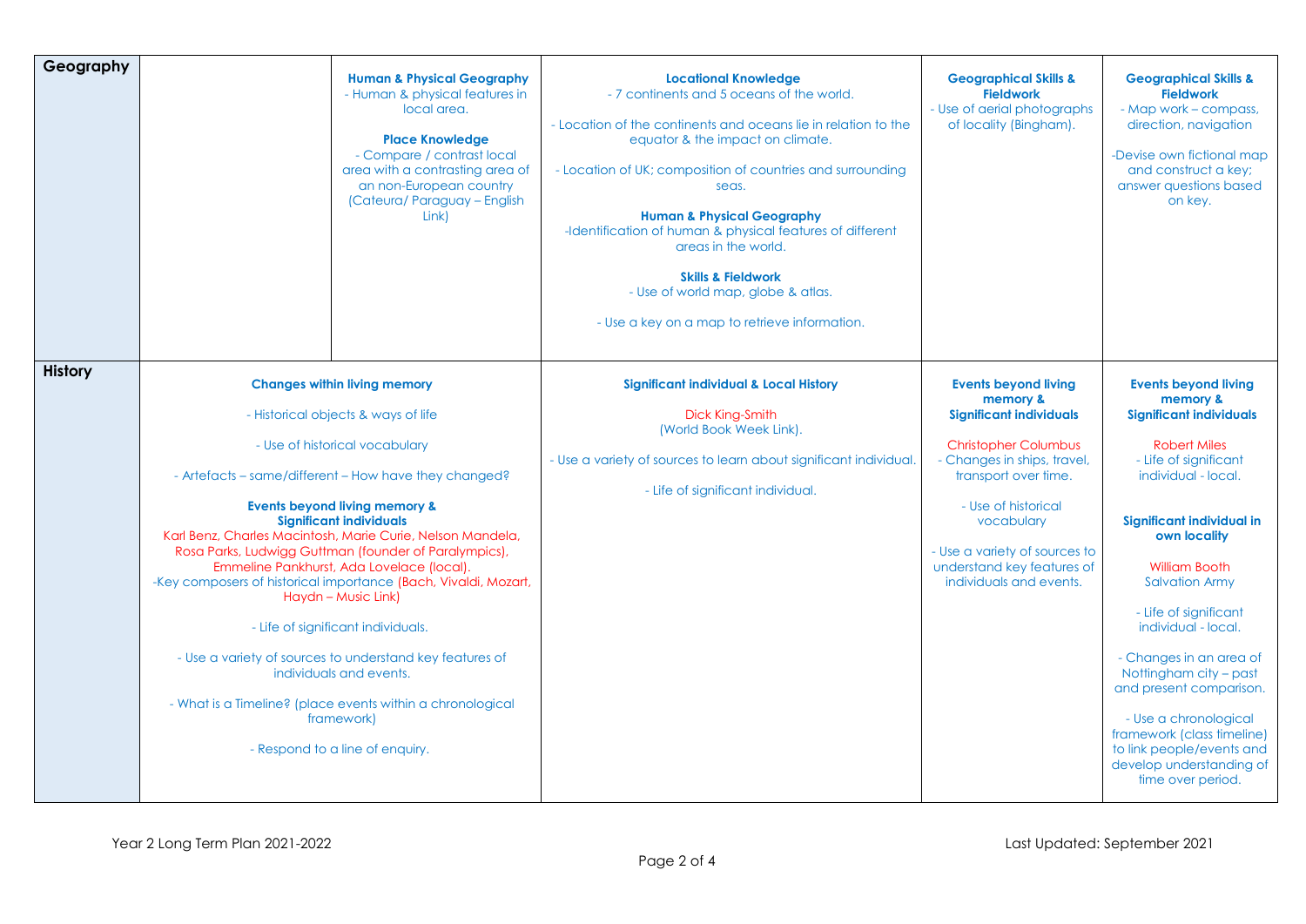| Geography | | **Human & Physical Geography**<br>- Human & physical features in local area.<br><br>**Place Knowledge**<br>- Compare / contrast local area with a contrasting area of an non-European country (Cateura/ Paraguay – English Link) | **Locational Knowledge**<br>- 7 continents and 5 oceans of the world.<br><br>- Location of the continents and oceans lie in relation to the equator & the impact on climate.<br><br>- Location of UK; composition of countries and surrounding seas.<br><br>**Human & Physical Geography**<br>-Identification of human & physical features of different areas in the world.<br><br>**Skills & Fieldwork**<br>- Use of world map, globe & atlas.<br><br>- Use a key on a map to retrieve information. | **Geographical Skills & Fieldwork**<br>- Use of aerial photographs of locality (Bingham). | **Geographical Skills & Fieldwork**<br>- Map work – compass, direction, navigation<br><br>-Devise own fictional map and construct a key; answer questions based on key. |
|---|---|---|---|---|---|
| History | **Changes within living memory**<br><br>- Historical objects & ways of life<br><br>- Use of historical vocabulary<br><br>- Artefacts – same/different – How have they changed?<br><br>**Events beyond living memory & Significant individuals**<br>Karl Benz, Charles Macintosh, Marie Curie, Nelson Mandela, Rosa Parks, Ludwigg Guttman (founder of Paralympics), Emmeline Pankhurst, Ada Lovelace (local).<br>-Key composers of historical importance (Bach, Vivaldi, Mozart, Haydn – Music Link)<br><br>- Life of significant individuals.<br><br>- Use a variety of sources to understand key features of individuals and events.<br><br>- What is a Timeline? (place events within a chronological framework)<br><br>- Respond to a line of enquiry. | | **Significant individual & Local History**<br><br>Dick King-Smith<br>(World Book Week Link).<br><br>- Use a variety of sources to learn about significant individual.<br><br>- Life of significant individual. | **Events beyond living memory & Significant individuals**<br><br>Christopher Columbus<br>- Changes in ships, travel, transport over time.<br><br>- Use of historical vocabulary<br><br>- Use a variety of sources to understand key features of individuals and events. | **Events beyond living memory & Significant individuals**<br><br>Robert Miles<br>- Life of significant individual - local.<br><br>**Significant individual in own locality**<br><br>William Booth<br>Salvation Army<br><br>- Life of significant individual - local.<br><br>- Changes in an area of Nottingham city – past and present comparison.<br><br>- Use a chronological framework (class timeline) to link people/events and develop understanding of time over period. |

Year 2 Long Term Plan 2021-2022 Last Updated: September 2021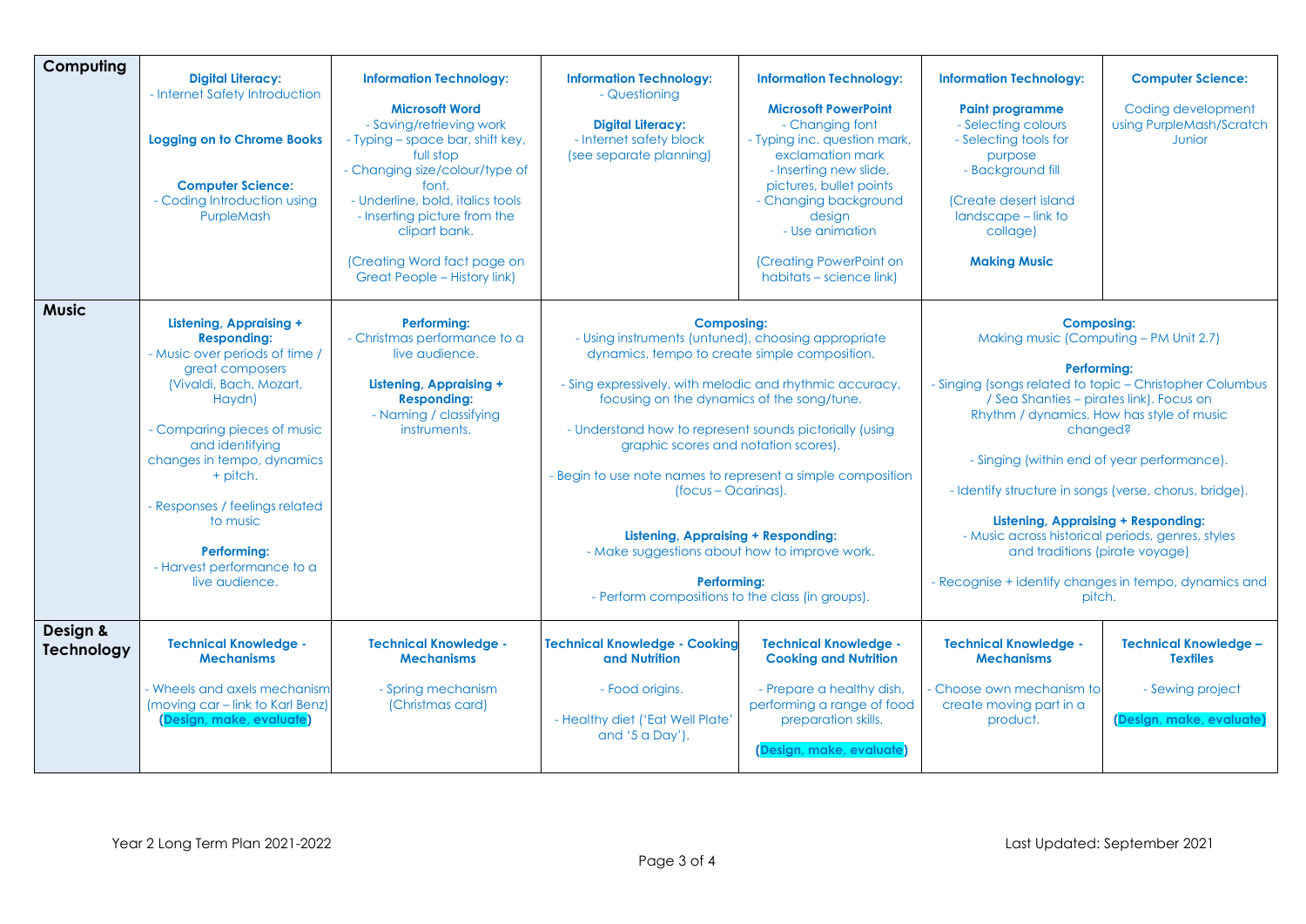| Subject | | | | | | |
|---|---|---|---|---|---|---|
| **Computing** | **Digital Literacy:** - Internet Safety Introduction<br><br>**Logging on to Chrome Books**<br><br>**Computer Science:** - Coding Introduction using PurpleMash | **Information Technology:**<br><br>**Microsoft Word** - Saving/retrieving work - Typing – space bar, shift key, full stop - Changing size/colour/type of font. - Underline, bold, italics tools - Inserting picture from the clipart bank.<br><br>(Creating Word fact page on Great People – History link) | **Information Technology:** - Questioning<br><br>**Digital Literacy:** - Internet safety block (see separate planning) | **Information Technology:**<br><br>**Microsoft PowerPoint** - Changing font - Typing inc. question mark, exclamation mark - Inserting new slide, pictures, bullet points - Changing background design - Use animation<br><br>(Creating PowerPoint on habitats – science link) | **Information Technology:**<br><br>**Paint programme** - Selecting colours - Selecting tools for purpose - Background fill<br><br>(Create desert island landscape – link to collage)<br><br>**Making Music** | **Computer Science:**<br><br>Coding development using PurpleMash/Scratch Junior |
| **Music** | **Listening, Appraising + Responding:** - Music over periods of time / great composers (Vivaldi, Bach, Mozart, Haydn)<br><br>- Comparing pieces of music and identifying changes in tempo, dynamics + pitch.<br><br>- Responses / feelings related to music<br><br>**Performing:** - Harvest performance to a live audience. | **Performing:** - Christmas performance to a live audience.<br><br>**Listening, Appraising + Responding:** - Naming / classifying instruments. | **Composing:** - Using instruments (untuned), choosing appropriate dynamics, tempo to create simple composition.<br><br>- Sing expressively, with melodic and rhythmic accuracy, focusing on the dynamics of the song/tune.<br><br>- Understand how to represent sounds pictorially (using graphic scores and notation scores).<br><br>- Begin to use note names to represent a simple composition (focus – Ocarinas).<br><br>**Listening, Appraising + Responding:** - Make suggestions about how to improve work.<br><br>**Performing:** - Perform compositions to the class (in groups). | | **Composing:** Making music (Computing – PM Unit 2.7)<br><br>**Performing:** - Singing (songs related to topic – Christopher Columbus / Sea Shanties – pirates link). Focus on Rhythm / dynamics. How has style of music changed?<br><br>- Singing (within end of year performance).<br><br>- Identify structure in songs (verse, chorus, bridge).<br><br>**Listening, Appraising + Responding:** - Music across historical periods, genres, styles and traditions (pirate voyage)<br><br>- Recognise + identify changes in tempo, dynamics and pitch. | |
| **Design & Technology** | **Technical Knowledge - Mechanisms**<br><br>- Wheels and axels mechanism (moving car – link to Karl Benz) (**Design, make, evaluate**) | **Technical Knowledge - Mechanisms**<br><br>- Spring mechanism (Christmas card) | **Technical Knowledge - Cooking and Nutrition**<br><br>- Food origins.<br><br>- Healthy diet ('Eat Well Plate' and '5 a Day'). | **Technical Knowledge - Cooking and Nutrition**<br><br>- Prepare a healthy dish, performing a range of food preparation skills.<br><br>(**Design, make, evaluate**) | **Technical Knowledge - Mechanisms**<br><br>- Choose own mechanism to create moving part in a product. | **Technical Knowledge – Textiles**<br><br>- Sewing project<br><br>(**Design, make, evaluate**) |

Year 2 Long Term Plan 2021-2022

Last Updated: September 2021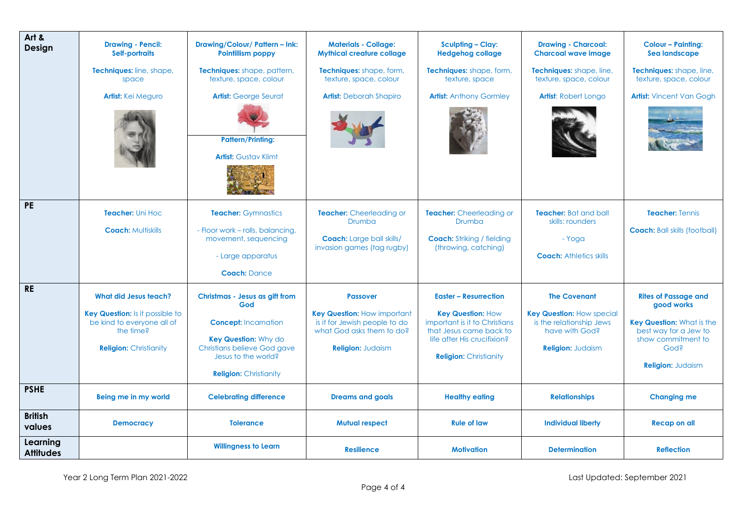| | | | | | | |
|---|---|---|---|---|---|---|
| **Art & Design** | **Drawing - Pencil: Self-portraits**<br><br>**Techniques:** line, shape, space<br><br>**Artist:** Kei Meguro | **Drawing/Colour/ Pattern – Ink: Pointillism poppy**<br><br>**Techniques:** shape, pattern, texture, space, colour<br><br>**Artist:** George Seurat<br><br>**Pattern/Printing:**<br><br>**Artist:** Gustav Klimt | **Materials - Collage: Mythical creature collage**<br><br>**Techniques:** shape, form, texture, space, colour<br><br>**Artist:** Deborah Shapiro | **Sculpting – Clay: Hedgehog collage**<br><br>**Techniques:** shape, form, texture, space<br><br>**Artist:** Anthony Gormley | **Drawing - Charcoal: Charcoal wave image**<br><br>**Techniques:** shape, line, texture, space, colour<br><br>**Artist**: Robert Longo | **Colour – Painting: Sea landscape**<br><br>**Techniques:** shape, line, texture, space, colour<br><br>**Artist:** Vincent Van Gogh |
| **PE** | **Teacher:** Uni Hoc<br><br>**Coach:** Multiskills | **Teacher:** Gymnastics<br><br>- Floor work – rolls, balancing, movement, sequencing<br><br>- Large apparatus<br><br>**Coach:** Dance | **Teacher:** Cheerleading or Drumba<br><br>**Coach:** Large ball skills/ invasion games (tag rugby) | **Teacher:** Cheerleading or Drumba<br><br>**Coach:** Striking / fielding (throwing, catching) | **Teacher:** Bat and ball skills: rounders<br><br>- Yoga<br><br>**Coach:** Athletics skills | **Teacher:** Tennis<br><br>**Coach:** Ball skills (football) |
| **RE** | **What did Jesus teach?**<br><br>**Key Question:** Is it possible to be kind to everyone all of the time?<br><br>**Religion:** Christianity | **Christmas - Jesus as gift from God**<br><br>**Concept:** Incarnation<br><br>**Key Question:** Why do Christians believe God gave Jesus to the world?<br><br>**Religion:** Christianity | **Passover**<br><br>**Key Question:** How important is it for Jewish people to do what God asks them to do?<br><br>**Religion:** Judaism | **Easter – Resurrection**<br><br>**Key Question:** How important is it to Christians that Jesus came back to life after His crucifixion?<br><br>**Religion:** Christianity | **The Covenant**<br><br>**Key Question:** How special is the relationship Jews have with God?<br><br>**Religion:** Judaism | **Rites of Passage and good works**<br><br>**Key Question:** What is the best way for a Jew to show commitment to God?<br><br>**Religion:** Judaism |
| **PSHE** | **Being me in my world** | **Celebrating difference** | **Dreams and goals** | **Healthy eating** | **Relationships** | **Changing me** |
| **British values** | **Democracy** | **Tolerance** | **Mutual respect** | **Rule of law** | **Individual liberty** | **Recap on all** |
| **Learning Attitudes** | | **Willingness to Learn** | **Resilience** | **Motivation** | **Determination** | **Reflection** |

Year 2 Long Term Plan 2021-2022

Last Updated: September 2021